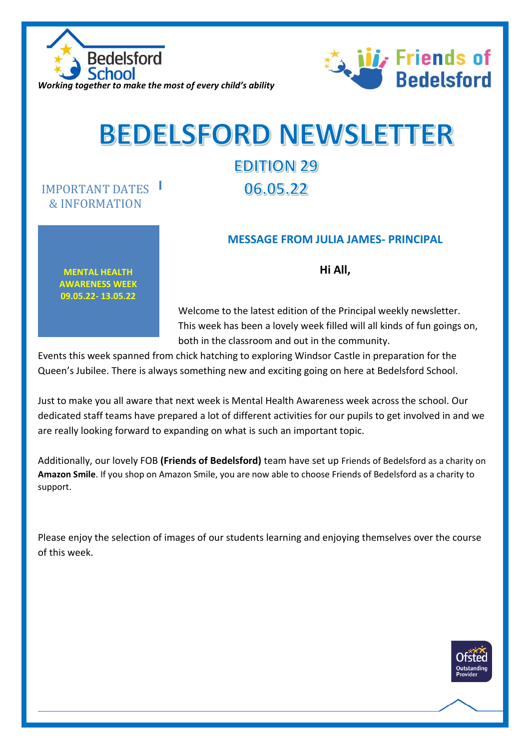Bedelsford School

*Working together to make the most of every child's ability*

Friends of Bedelsford

# BEDELSFORD NEWSLETTER

## EDITION 29

## 06.05.22

IMPORTANT DATES & INFORMATION

**MENTAL HEALTH AWARENESS WEEK 09.05.22- 13.05.22**

### MESSAGE FROM JULIA JAMES- PRINCIPAL

**Hi All,**

Welcome to the latest edition of the Principal weekly newsletter. This week has been a lovely week filled will all kinds of fun goings on, both in the classroom and out in the community. Events this week spanned from chick hatching to exploring Windsor Castle in preparation for the Queen's Jubilee. There is always something new and exciting going on here at Bedelsford School.

Just to make you all aware that next week is Mental Health Awareness week across the school. Our dedicated staff teams have prepared a lot of different activities for our pupils to get involved in and we are really looking forward to expanding on what is such an important topic.

Additionally, our lovely FOB **(Friends of Bedelsford)** team have set up Friends of Bedelsford as a charity on **Amazon Smile**. If you shop on Amazon Smile, you are now able to choose Friends of Bedelsford as a charity to support.

Please enjoy the selection of images of our students learning and enjoying themselves over the course of this week.

Ofsted Outstanding Provider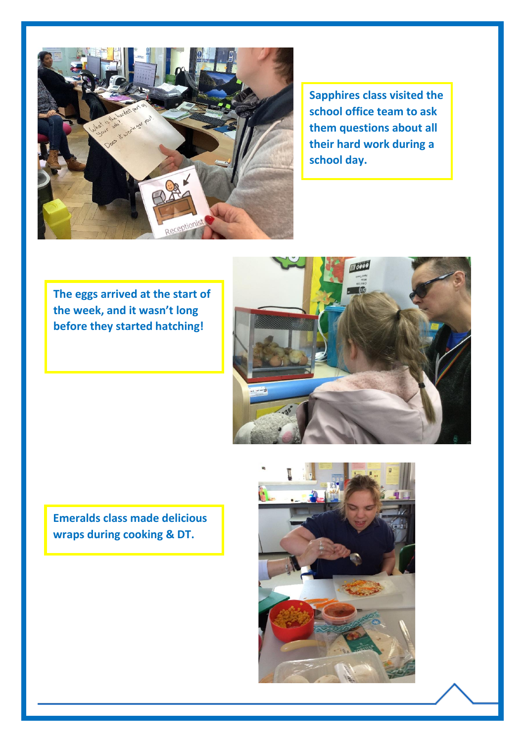Sapphires class visited the school office team to ask them questions about all their hard work during a school day.

The eggs arrived at the start of the week, and it wasn't long before they started hatching!

Emeralds class made delicious wraps during cooking & DT.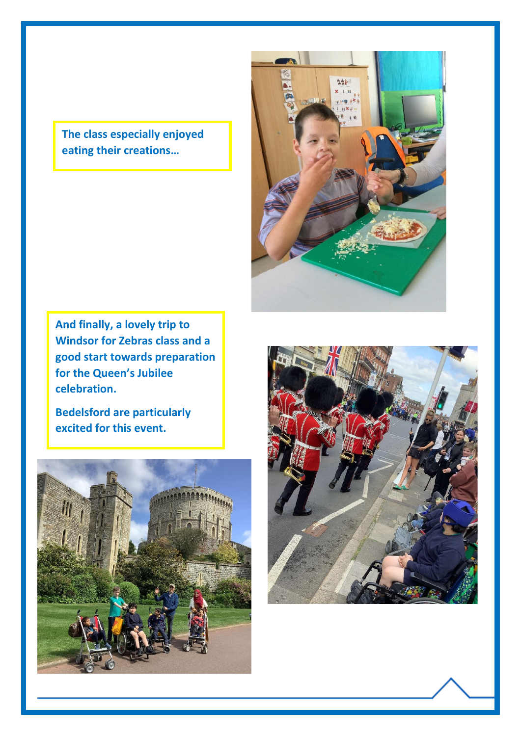The class especially enjoyed eating their creations…

And finally, a lovely trip to Windsor for Zebras class and a good start towards preparation for the Queen's Jubilee celebration.

Bedelsford are particularly excited for this event.